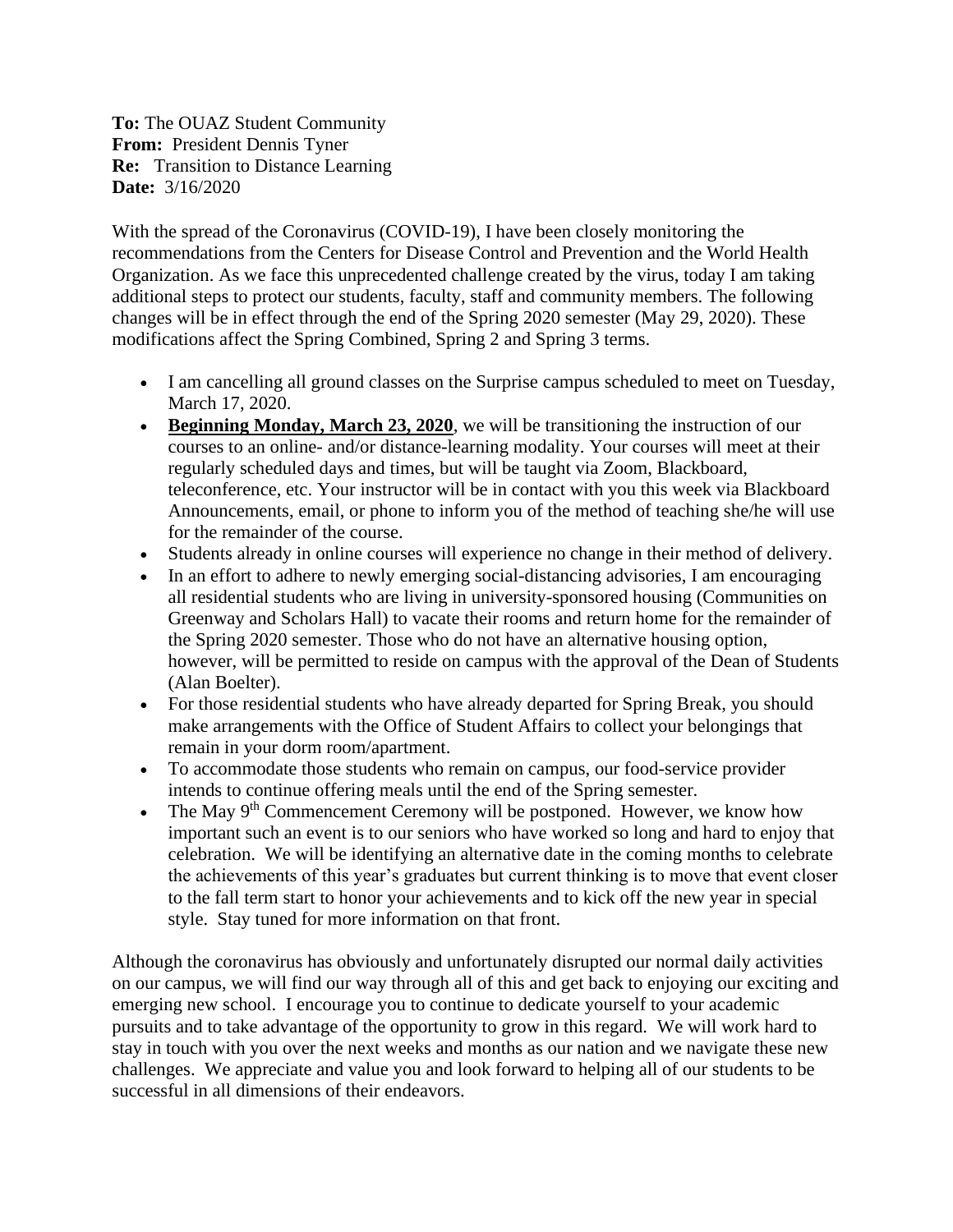**To:** The OUAZ Student Community
**From:** President Dennis Tyner
**Re:** Transition to Distance Learning
**Date:** 3/16/2020

With the spread of the Coronavirus (COVID-19), I have been closely monitoring the recommendations from the Centers for Disease Control and Prevention and the World Health Organization. As we face this unprecedented challenge created by the virus, today I am taking additional steps to protect our students, faculty, staff and community members. The following changes will be in effect through the end of the Spring 2020 semester (May 29, 2020). These modifications affect the Spring Combined, Spring 2 and Spring 3 terms.

- I am cancelling all ground classes on the Surprise campus scheduled to meet on Tuesday, March 17, 2020.
- <u>**Beginning Monday, March 23, 2020**</u>, we will be transitioning the instruction of our courses to an online- and/or distance-learning modality. Your courses will meet at their regularly scheduled days and times, but will be taught via Zoom, Blackboard, teleconference, etc. Your instructor will be in contact with you this week via Blackboard Announcements, email, or phone to inform you of the method of teaching she/he will use for the remainder of the course.
- Students already in online courses will experience no change in their method of delivery.
- In an effort to adhere to newly emerging social-distancing advisories, I am encouraging all residential students who are living in university-sponsored housing (Communities on Greenway and Scholars Hall) to vacate their rooms and return home for the remainder of the Spring 2020 semester. Those who do not have an alternative housing option, however, will be permitted to reside on campus with the approval of the Dean of Students (Alan Boelter).
- For those residential students who have already departed for Spring Break, you should make arrangements with the Office of Student Affairs to collect your belongings that remain in your dorm room/apartment.
- To accommodate those students who remain on campus, our food-service provider intends to continue offering meals until the end of the Spring semester.
- The May 9th Commencement Ceremony will be postponed. However, we know how important such an event is to our seniors who have worked so long and hard to enjoy that celebration. We will be identifying an alternative date in the coming months to celebrate the achievements of this year's graduates but current thinking is to move that event closer to the fall term start to honor your achievements and to kick off the new year in special style. Stay tuned for more information on that front.

Although the coronavirus has obviously and unfortunately disrupted our normal daily activities on our campus, we will find our way through all of this and get back to enjoying our exciting and emerging new school. I encourage you to continue to dedicate yourself to your academic pursuits and to take advantage of the opportunity to grow in this regard. We will work hard to stay in touch with you over the next weeks and months as our nation and we navigate these new challenges. We appreciate and value you and look forward to helping all of our students to be successful in all dimensions of their endeavors.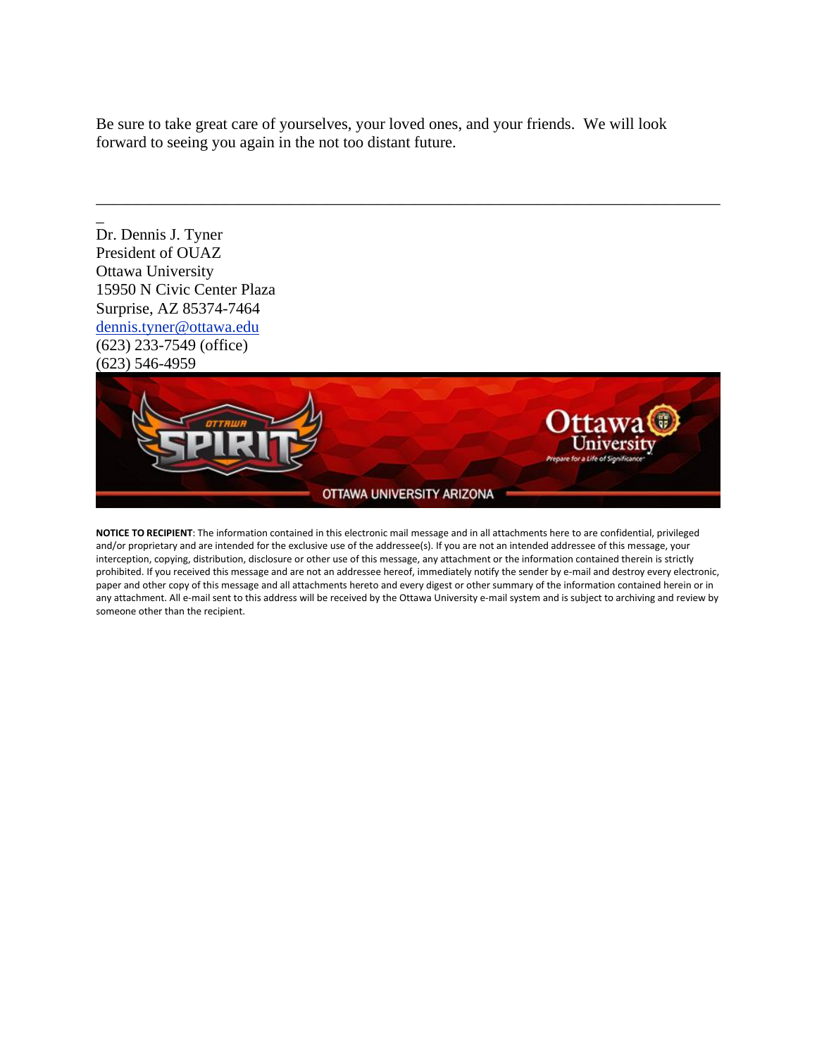Be sure to take great care of yourselves, your loved ones, and your friends. We will look forward to seeing you again in the not too distant future.

---

Dr. Dennis J. Tyner
President of OUAZ
Ottawa University
15950 N Civic Center Plaza
Surprise, AZ 85374-7464
dennis.tyner@ottawa.edu
(623) 233-7549 (office)
(623) 546-4959

**NOTICE TO RECIPIENT**: The information contained in this electronic mail message and in all attachments here to are confidential, privileged and/or proprietary and are intended for the exclusive use of the addressee(s). If you are not an intended addressee of this message, your interception, copying, distribution, disclosure or other use of this message, any attachment or the information contained therein is strictly prohibited. If you received this message and are not an addressee hereof, immediately notify the sender by e-mail and destroy every electronic, paper and other copy of this message and all attachments hereto and every digest or other summary of the information contained herein or in any attachment. All e-mail sent to this address will be received by the Ottawa University e-mail system and is subject to archiving and review by someone other than the recipient.